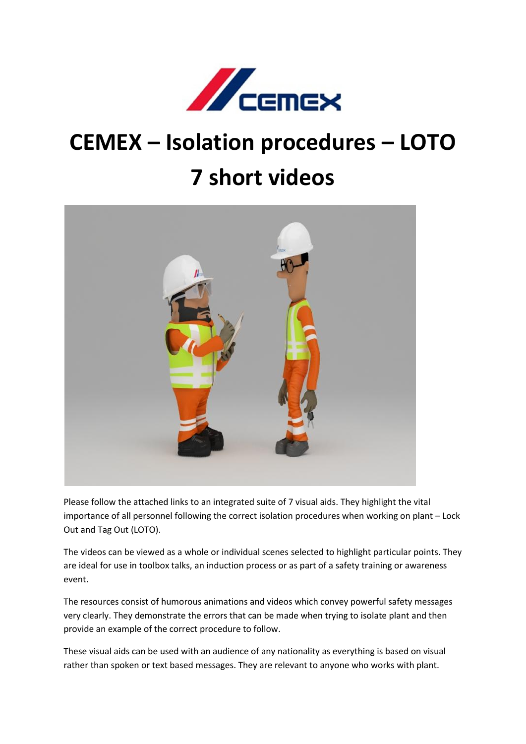# CEMEX – Isolation procedures – LOTO 7 short videos

Please follow the attached links to an integrated suite of 7 visual aids. They highlight the vital importance of all personnel following the correct isolation procedures when working on plant – Lock Out and Tag Out (LOTO).

The videos can be viewed as a whole or individual scenes selected to highlight particular points. They are ideal for use in toolbox talks, an induction process or as part of a safety training or awareness event.

The resources consist of humorous animations and videos which convey powerful safety messages very clearly. They demonstrate the errors that can be made when trying to isolate plant and then provide an example of the correct procedure to follow.

These visual aids can be used with an audience of any nationality as everything is based on visual rather than spoken or text based messages. They are relevant to anyone who works with plant.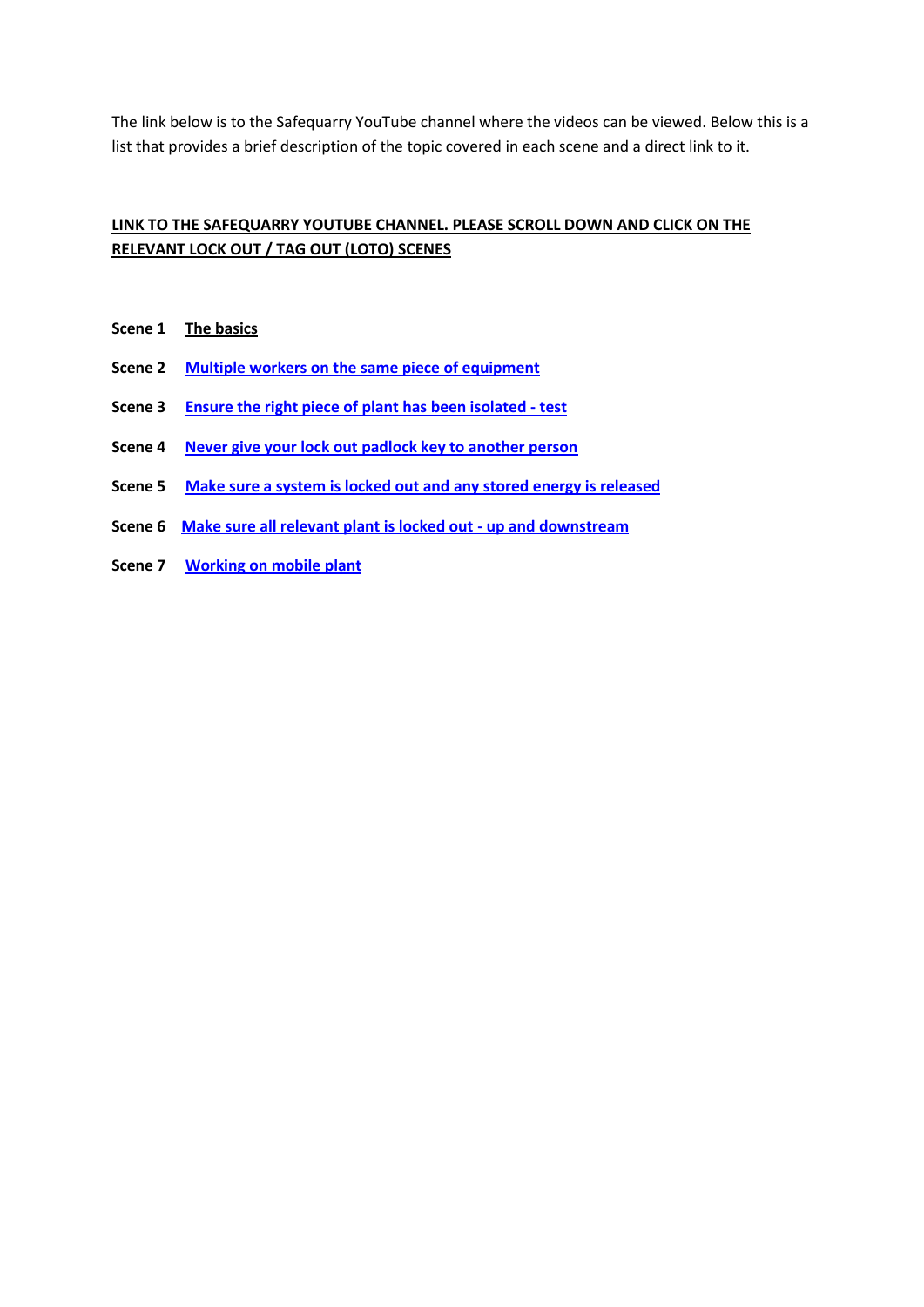The link below is to the Safequarry YouTube channel where the videos can be viewed. Below this is a list that provides a brief description of the topic covered in each scene and a direct link to it.

**LINK TO THE SAFEQUARRY YOUTUBE CHANNEL. PLEASE SCROLL DOWN AND CLICK ON THE RELEVANT LOCK OUT / TAG OUT (LOTO) SCENES**

**Scene 1** **The basics**

**Scene 2** **Multiple workers on the same piece of equipment**

**Scene 3** **Ensure the right piece of plant has been isolated - test**

**Scene 4** **Never give your lock out padlock key to another person**

**Scene 5** **Make sure a system is locked out and any stored energy is released**

**Scene 6** **Make sure all relevant plant is locked out - up and downstream**

**Scene 7** **Working on mobile plant**